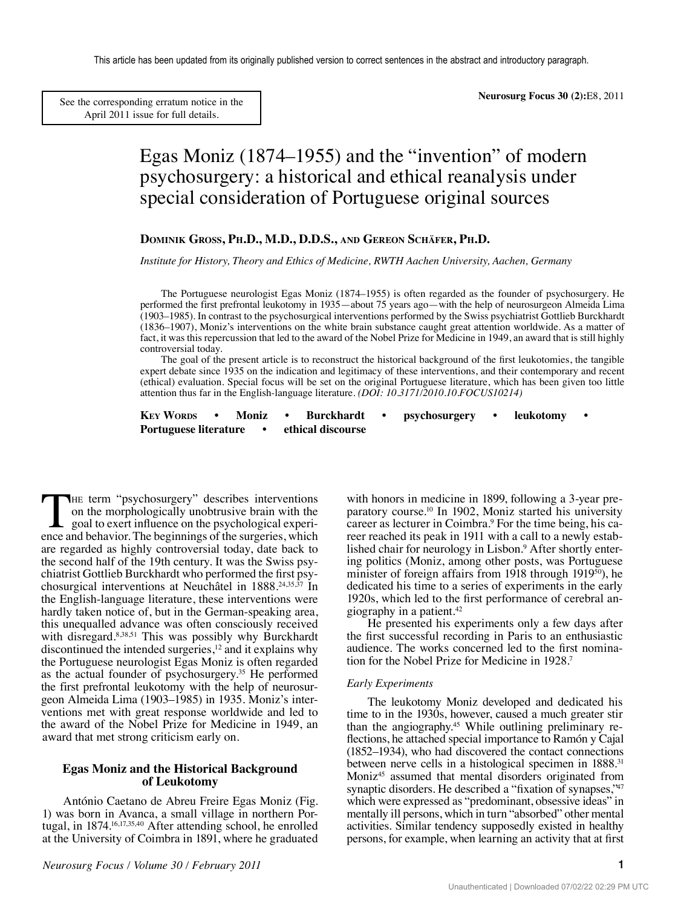This article has been updated from its originally published version to correct sentences in the abstract and introductory paragraph.

See the corresponding erratum notice in the April 2011 issue for full details.

# Egas Moniz (1874–1955) and the "invention" of modern psychosurgery: a historical and ethical reanalysis under special consideration of Portuguese original sources

**Dominik Gross, Ph.D., M.D., D.D.S., and Gereon Schäfer, Ph.D.**

*Institute for History, Theory and Ethics of Medicine, RWTH Aachen University, Aachen, Germany*

The Portuguese neurologist Egas Moniz (1874–1955) is often regarded as the founder of psychosurgery. He performed the first prefrontal leukotomy in 1935—about 75 years ago—with the help of neurosurgeon Almeida Lima (1903–1985). In contrast to the psychosurgical interventions performed by the Swiss psychiatrist Gottlieb Burckhardt (1836–1907), Moniz's interventions on the white brain substance caught great attention worldwide. As a matter of fact, it was this repercussion that led to the award of the Nobel Prize for Medicine in 1949, an award that is still highly controversial today.

The goal of the present article is to reconstruct the historical background of the first leukotomies, the tangible expert debate since 1935 on the indication and legitimacy of these interventions, and their contemporary and recent (ethical) evaluation. Special focus will be set on the original Portuguese literature, which has been given too little attention thus far in the English-language literature. *(DOI: 10.3171/2010.10.FOCUS10214)*

**Key Words** • **Moniz** • **Burckhardt** • **psychosurgery** • **leukotomy** • **Portuguese literature** • **ethical discourse**

The term "psychosurgery" describes interventions on the morphologically unobtrusive brain with the goal to exert influence on the psychological experience and behavior. The beginnings of the surgeries, which are regarded as highly controversial today, date back to the second half of the 19th century. It was the Swiss psychiatrist Gottlieb Burckhardt who performed the first psychosurgical interventions at Neuchâtel in 1888.[24,35,37] In the English-language literature, these interventions were hardly taken notice of, but in the German-speaking area, this unequalled advance was often consciously received with disregard.[8,38,51] This was possibly why Burckhardt discontinued the intended surgeries,[12] and it explains why the Portuguese neurologist Egas Moniz is often regarded as the actual founder of psychosurgery.[35] He performed the first prefrontal leukotomy with the help of neurosurgeon Almeida Lima (1903–1985) in 1935. Moniz's interventions met with great response worldwide and led to the award of the Nobel Prize for Medicine in 1949, an award that met strong criticism early on.

## Egas Moniz and the Historical Background of Leukotomy

António Caetano de Abreu Freire Egas Moniz (Fig. 1) was born in Avanca, a small village in northern Portugal, in 1874.[16,17,35,40] After attending school, he enrolled at the University of Coimbra in 1891, where he graduated with honors in medicine in 1899, following a 3-year preparatory course.[10] In 1902, Moniz started his university career as lecturer in Coimbra.[9] For the time being, his career reached its peak in 1911 with a call to a newly established chair for neurology in Lisbon.[9] After shortly entering politics (Moniz, among other posts, was Portuguese minister of foreign affairs from 1918 through 1919[50]), he dedicated his time to a series of experiments in the early 1920s, which led to the first performance of cerebral angiography in a patient.[42]

He presented his experiments only a few days after the first successful recording in Paris to an enthusiastic audience. The works concerned led to the first nomination for the Nobel Prize for Medicine in 1928.[7]

### *Early Experiments*

The leukotomy Moniz developed and dedicated his time to in the 1930s, however, caused a much greater stir than the angiography.[45] While outlining preliminary reflections, he attached special importance to Ramón y Cajal (1852–1934), who had discovered the contact connections between nerve cells in a histological specimen in 1888.[31] Moniz[45] assumed that mental disorders originated from synaptic disorders. He described a "fixation of synapses,"[47] which were expressed as "predominant, obsessive ideas" in mentally ill persons, which in turn "absorbed" other mental activities. Similar tendency supposedly existed in healthy persons, for example, when learning an activity that at first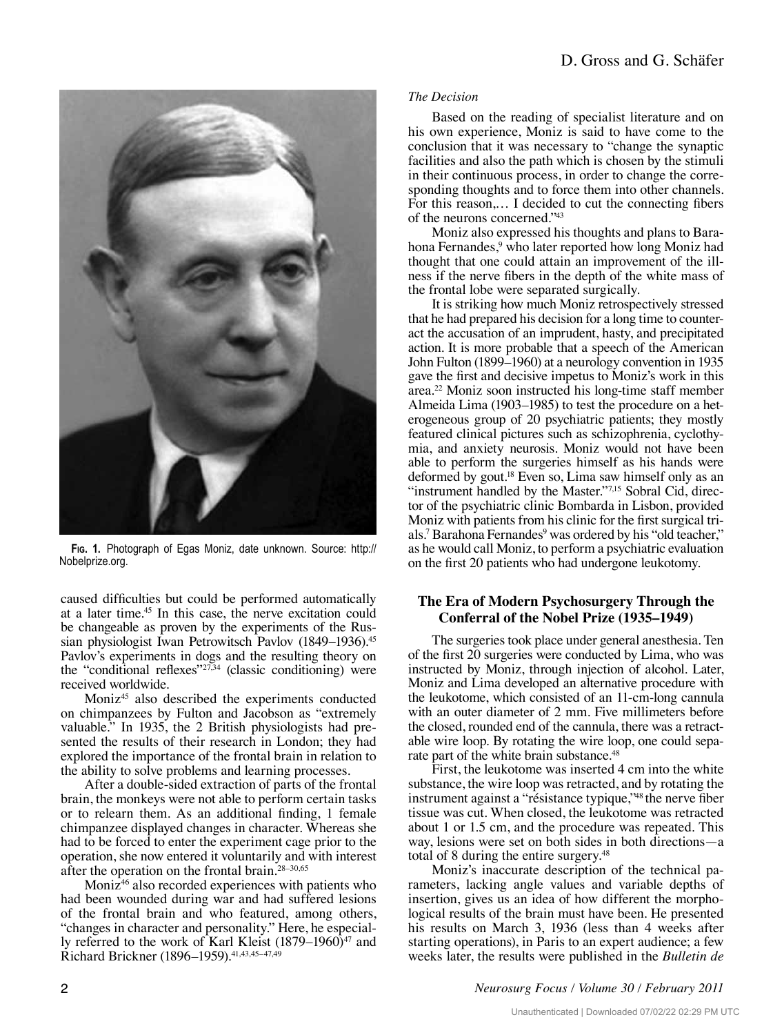Fig. 1. Photograph of Egas Moniz, date unknown. Source: http://Nobelprize.org.

caused difficulties but could be performed automatically at a later time.[45] In this case, the nerve excitation could be changeable as proven by the experiments of the Russian physiologist Iwan Petrowitsch Pavlov (1849–1936).[45] Pavlov's experiments in dogs and the resulting theory on the "conditional reflexes"[27,34] (classic conditioning) were received worldwide.

Moniz[45] also described the experiments conducted on chimpanzees by Fulton and Jacobson as "extremely valuable." In 1935, the 2 British physiologists had presented the results of their research in London; they had explored the importance of the frontal brain in relation to the ability to solve problems and learning processes.

After a double-sided extraction of parts of the frontal brain, the monkeys were not able to perform certain tasks or to relearn them. As an additional finding, 1 female chimpanzee displayed changes in character. Whereas she had to be forced to enter the experiment cage prior to the operation, she now entered it voluntarily and with interest after the operation on the frontal brain.[28–30,65]

Moniz[46] also recorded experiences with patients who had been wounded during war and had suffered lesions of the frontal brain and who featured, among others, "changes in character and personality." Here, he especially referred to the work of Karl Kleist (1879–1960)[47] and Richard Brickner (1896–1959).[41,43,45–47,49]

*The Decision*

Based on the reading of specialist literature and on his own experience, Moniz is said to have come to the conclusion that it was necessary to "change the synaptic facilities and also the path which is chosen by the stimuli in their continuous process, in order to change the corresponding thoughts and to force them into other channels. For this reason,… I decided to cut the connecting fibers of the neurons concerned."[43]

Moniz also expressed his thoughts and plans to Barahona Fernandes,[9] who later reported how long Moniz had thought that one could attain an improvement of the illness if the nerve fibers in the depth of the white mass of the frontal lobe were separated surgically.

It is striking how much Moniz retrospectively stressed that he had prepared his decision for a long time to counteract the accusation of an imprudent, hasty, and precipitated action. It is more probable that a speech of the American John Fulton (1899–1960) at a neurology convention in 1935 gave the first and decisive impetus to Moniz's work in this area.[22] Moniz soon instructed his long-time staff member Almeida Lima (1903–1985) to test the procedure on a heterogeneous group of 20 psychiatric patients; they mostly featured clinical pictures such as schizophrenia, cyclothymia, and anxiety neurosis. Moniz would not have been able to perform the surgeries himself as his hands were deformed by gout.[18] Even so, Lima saw himself only as an "instrument handled by the Master."[7,15] Sobral Cid, director of the psychiatric clinic Bombarda in Lisbon, provided Moniz with patients from his clinic for the first surgical trials.[7] Barahona Fernandes[9] was ordered by his "old teacher," as he would call Moniz, to perform a psychiatric evaluation on the first 20 patients who had undergone leukotomy.

## The Era of Modern Psychosurgery Through the Conferral of the Nobel Prize (1935–1949)

The surgeries took place under general anesthesia. Ten of the first 20 surgeries were conducted by Lima, who was instructed by Moniz, through injection of alcohol. Later, Moniz and Lima developed an alternative procedure with the leukotome, which consisted of an 11-cm-long cannula with an outer diameter of 2 mm. Five millimeters before the closed, rounded end of the cannula, there was a retractable wire loop. By rotating the wire loop, one could separate part of the white brain substance.[48]

First, the leukotome was inserted 4 cm into the white substance, the wire loop was retracted, and by rotating the instrument against a "résistance typique,"[48] the nerve fiber tissue was cut. When closed, the leukotome was retracted about 1 or 1.5 cm, and the procedure was repeated. This way, lesions were set on both sides in both directions—a total of 8 during the entire surgery.[48]

Moniz's inaccurate description of the technical parameters, lacking angle values and variable depths of insertion, gives us an idea of how different the morphological results of the brain must have been. He presented his results on March 3, 1936 (less than 4 weeks after starting operations), in Paris to an expert audience; a few weeks later, the results were published in the *Bulletin de*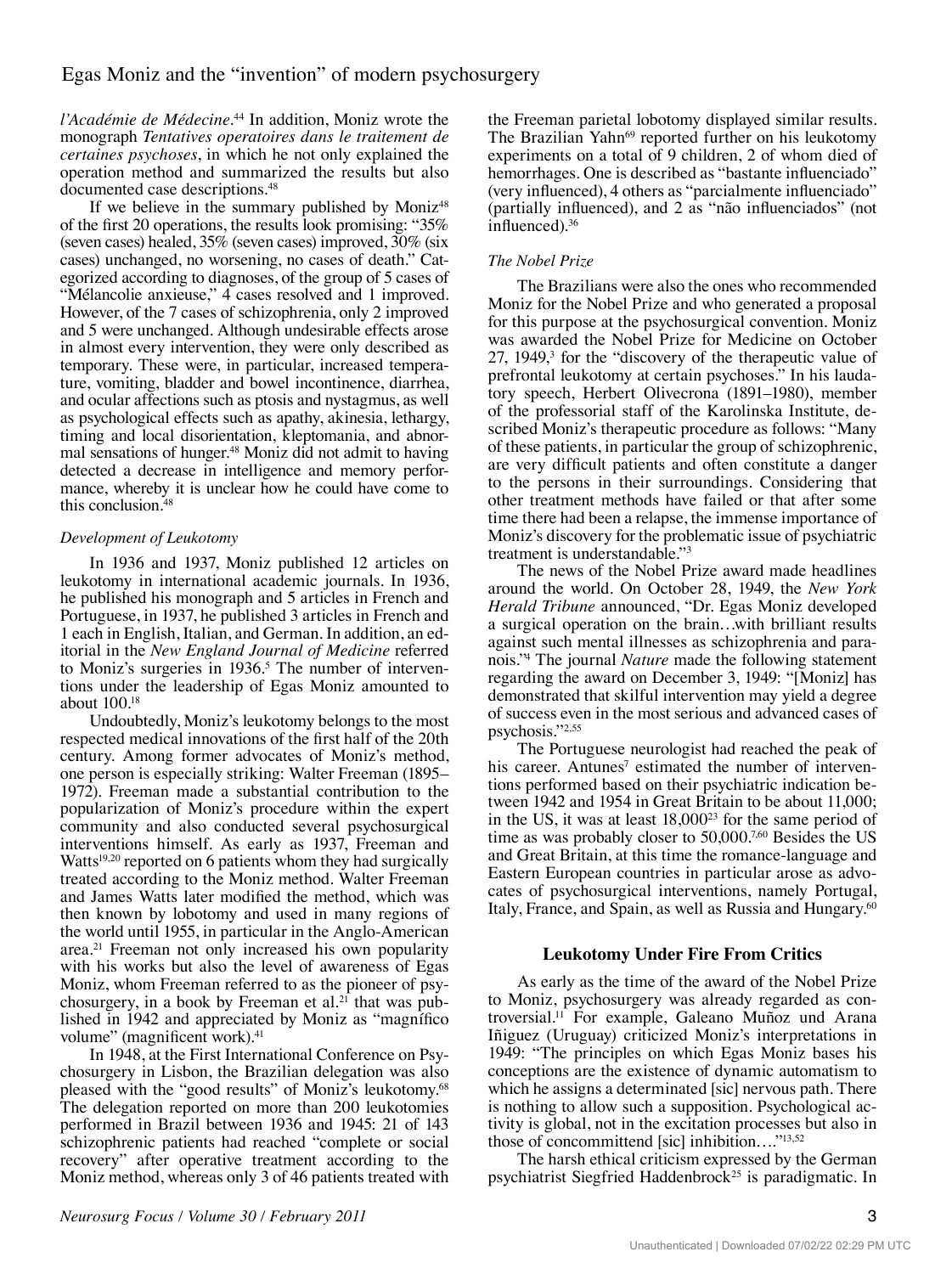*l'Académie de Médecine*.[44] In addition, Moniz wrote the monograph *Tentatives operatoires dans le traitement de certaines psychoses*, in which he not only explained the operation method and summarized the results but also documented case descriptions.[48]

If we believe in the summary published by Moniz[48] of the first 20 operations, the results look promising: "35% (seven cases) healed, 35% (seven cases) improved, 30% (six cases) unchanged, no worsening, no cases of death." Categorized according to diagnoses, of the group of 5 cases of "Mélancolie anxieuse," 4 cases resolved and 1 improved. However, of the 7 cases of schizophrenia, only 2 improved and 5 were unchanged. Although undesirable effects arose in almost every intervention, they were only described as temporary. These were, in particular, increased temperature, vomiting, bladder and bowel incontinence, diarrhea, and ocular affections such as ptosis and nystagmus, as well as psychological effects such as apathy, akinesia, lethargy, timing and local disorientation, kleptomania, and abnormal sensations of hunger.[48] Moniz did not admit to having detected a decrease in intelligence and memory performance, whereby it is unclear how he could have come to this conclusion.[48]

### *Development of Leukotomy*

In 1936 and 1937, Moniz published 12 articles on leukotomy in international academic journals. In 1936, he published his monograph and 5 articles in French and Portuguese, in 1937, he published 3 articles in French and 1 each in English, Italian, and German. In addition, an editorial in the *New England Journal of Medicine* referred to Moniz's surgeries in 1936.[5] The number of interventions under the leadership of Egas Moniz amounted to about 100.[18]

Undoubtedly, Moniz's leukotomy belongs to the most respected medical innovations of the first half of the 20th century. Among former advocates of Moniz's method, one person is especially striking: Walter Freeman (1895–1972). Freeman made a substantial contribution to the popularization of Moniz's procedure within the expert community and also conducted several psychosurgical interventions himself. As early as 1937, Freeman and Watts[19,20] reported on 6 patients whom they had surgically treated according to the Moniz method. Walter Freeman and James Watts later modified the method, which was then known by lobotomy and used in many regions of the world until 1955, in particular in the Anglo-American area.[21] Freeman not only increased his own popularity with his works but also the level of awareness of Egas Moniz, whom Freeman referred to as the pioneer of psychosurgery, in a book by Freeman et al.[21] that was published in 1942 and appreciated by Moniz as "magnífico volume" (magnificent work).[41]

In 1948, at the First International Conference on Psychosurgery in Lisbon, the Brazilian delegation was also pleased with the "good results" of Moniz's leukotomy.[68] The delegation reported on more than 200 leukotomies performed in Brazil between 1936 and 1945: 21 of 143 schizophrenic patients had reached "complete or social recovery" after operative treatment according to the Moniz method, whereas only 3 of 46 patients treated with the Freeman parietal lobotomy displayed similar results. The Brazilian Yahn[69] reported further on his leukotomy experiments on a total of 9 children, 2 of whom died of hemorrhages. One is described as "bastante influenciado" (very influenced), 4 others as "parcialmente influenciado" (partially influenced), and 2 as "não influenciados" (not influenced).[36]

### *The Nobel Prize*

The Brazilians were also the ones who recommended Moniz for the Nobel Prize and who generated a proposal for this purpose at the psychosurgical convention. Moniz was awarded the Nobel Prize for Medicine on October 27, 1949,[3] for the "discovery of the therapeutic value of prefrontal leukotomy at certain psychoses." In his laudatory speech, Herbert Olivecrona (1891–1980), member of the professorial staff of the Karolinska Institute, described Moniz's therapeutic procedure as follows: "Many of these patients, in particular the group of schizophrenic, are very difficult patients and often constitute a danger to the persons in their surroundings. Considering that other treatment methods have failed or that after some time there had been a relapse, the immense importance of Moniz's discovery for the problematic issue of psychiatric treatment is understandable."[3]

The news of the Nobel Prize award made headlines around the world. On October 28, 1949, the *New York Herald Tribune* announced, "Dr. Egas Moniz developed a surgical operation on the brain…with brilliant results against such mental illnesses as schizophrenia and paranois."[4] The journal *Nature* made the following statement regarding the award on December 3, 1949: "[Moniz] has demonstrated that skilful intervention may yield a degree of success even in the most serious and advanced cases of psychosis."[2,55]

The Portuguese neurologist had reached the peak of his career. Antunes[7] estimated the number of interventions performed based on their psychiatric indication between 1942 and 1954 in Great Britain to be about 11,000; in the US, it was at least 18,000[23] for the same period of time as was probably closer to 50,000.[7,60] Besides the US and Great Britain, at this time the romance-language and Eastern European countries in particular arose as advocates of psychosurgical interventions, namely Portugal, Italy, France, and Spain, as well as Russia and Hungary.[60]

## Leukotomy Under Fire From Critics

As early as the time of the award of the Nobel Prize to Moniz, psychosurgery was already regarded as controversial.[11] For example, Galeano Muñoz und Arana Iñiguez (Uruguay) criticized Moniz's interpretations in 1949: "The principles on which Egas Moniz bases his conceptions are the existence of dynamic automatism to which he assigns a determinated [sic] nervous path. There is nothing to allow such a supposition. Psychological activity is global, not in the excitation processes but also in those of concommittend [sic] inhibition…."[13,52]

The harsh ethical criticism expressed by the German psychiatrist Siegfried Haddenbrock[25] is paradigmatic. In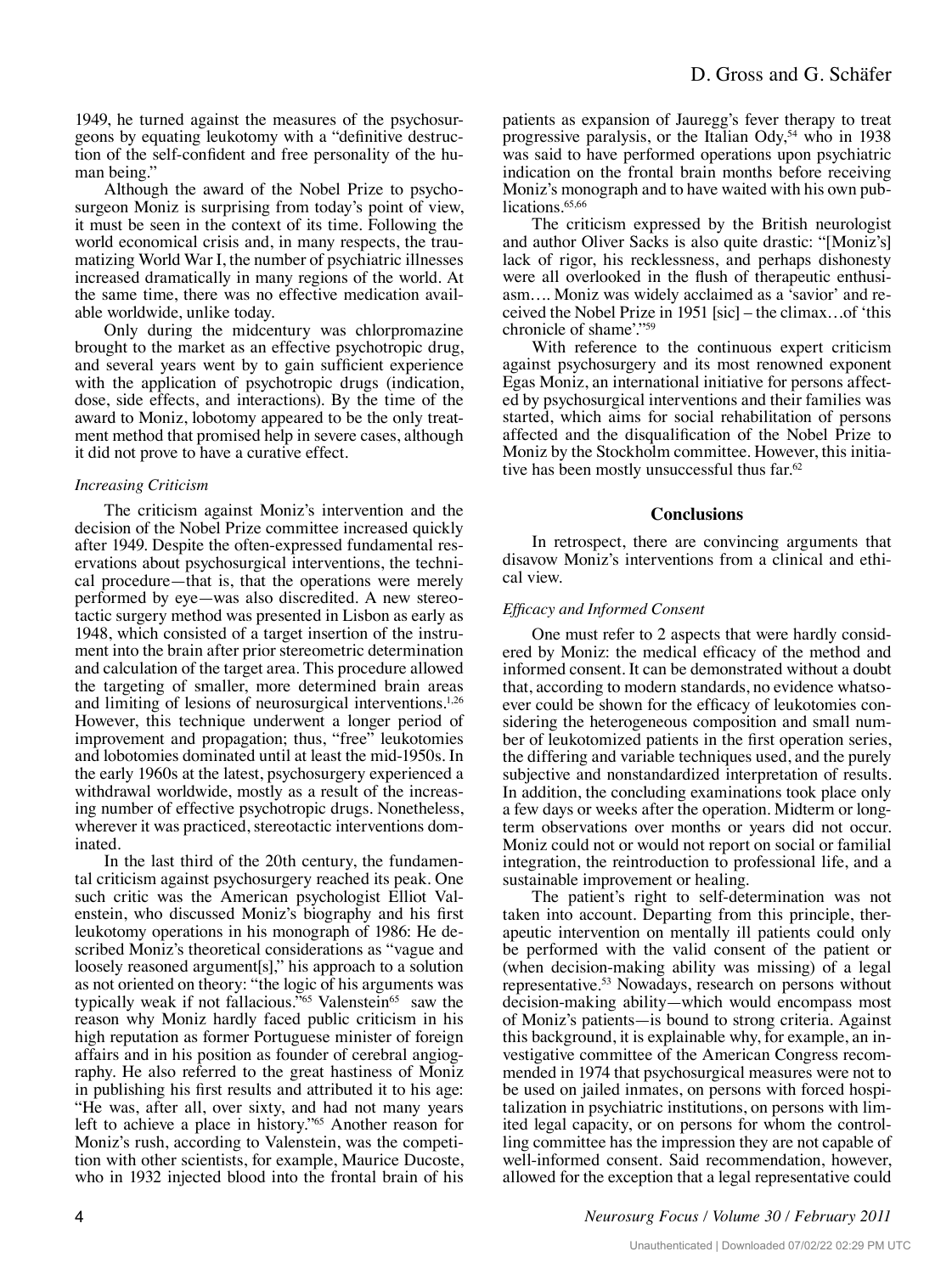1949, he turned against the measures of the psychosurgeons by equating leukotomy with a "definitive destruction of the self-confident and free personality of the human being."

Although the award of the Nobel Prize to psychosurgeon Moniz is surprising from today's point of view, it must be seen in the context of its time. Following the world economical crisis and, in many respects, the traumatizing World War I, the number of psychiatric illnesses increased dramatically in many regions of the world. At the same time, there was no effective medication available worldwide, unlike today.

Only during the midcentury was chlorpromazine brought to the market as an effective psychotropic drug, and several years went by to gain sufficient experience with the application of psychotropic drugs (indication, dose, side effects, and interactions). By the time of the award to Moniz, lobotomy appeared to be the only treatment method that promised help in severe cases, although it did not prove to have a curative effect.

*Increasing Criticism*

The criticism against Moniz's intervention and the decision of the Nobel Prize committee increased quickly after 1949. Despite the often-expressed fundamental reservations about psychosurgical interventions, the technical procedure—that is, that the operations were merely performed by eye—was also discredited. A new stereotactic surgery method was presented in Lisbon as early as 1948, which consisted of a target insertion of the instrument into the brain after prior stereometric determination and calculation of the target area. This procedure allowed the targeting of smaller, more determined brain areas and limiting of lesions of neurosurgical interventions.[1,26] However, this technique underwent a longer period of improvement and propagation; thus, "free" leukotomies and lobotomies dominated until at least the mid-1950s. In the early 1960s at the latest, psychosurgery experienced a withdrawal worldwide, mostly as a result of the increasing number of effective psychotropic drugs. Nonetheless, wherever it was practiced, stereotactic interventions dominated.

In the last third of the 20th century, the fundamental criticism against psychosurgery reached its peak. One such critic was the American psychologist Elliot Valenstein, who discussed Moniz's biography and his first leukotomy operations in his monograph of 1986: He described Moniz's theoretical considerations as "vague and loosely reasoned argument[s]," his approach to a solution as not oriented on theory: "the logic of his arguments was typically weak if not fallacious."[65] Valenstein[65] saw the reason why Moniz hardly faced public criticism in his high reputation as former Portuguese minister of foreign affairs and in his position as founder of cerebral angiography. He also referred to the great hastiness of Moniz in publishing his first results and attributed it to his age: "He was, after all, over sixty, and had not many years left to achieve a place in history."[65] Another reason for Moniz's rush, according to Valenstein, was the competition with other scientists, for example, Maurice Ducoste, who in 1932 injected blood into the frontal brain of his patients as expansion of Jauregg's fever therapy to treat progressive paralysis, or the Italian Ody,[54] who in 1938 was said to have performed operations upon psychiatric indication on the frontal brain months before receiving Moniz's monograph and to have waited with his own publications.[65,66]

The criticism expressed by the British neurologist and author Oliver Sacks is also quite drastic: "[Moniz's] lack of rigor, his recklessness, and perhaps dishonesty were all overlooked in the flush of therapeutic enthusiasm…. Moniz was widely acclaimed as a 'savior' and received the Nobel Prize in 1951 [sic] – the climax…of 'this chronicle of shame'."[59]

With reference to the continuous expert criticism against psychosurgery and its most renowned exponent Egas Moniz, an international initiative for persons affected by psychosurgical interventions and their families was started, which aims for social rehabilitation of persons affected and the disqualification of the Nobel Prize to Moniz by the Stockholm committee. However, this initiative has been mostly unsuccessful thus far.[62]

## Conclusions

In retrospect, there are convincing arguments that disavow Moniz's interventions from a clinical and ethical view.

*Efficacy and Informed Consent*

One must refer to 2 aspects that were hardly considered by Moniz: the medical efficacy of the method and informed consent. It can be demonstrated without a doubt that, according to modern standards, no evidence whatsoever could be shown for the efficacy of leukotomies considering the heterogeneous composition and small number of leukotomized patients in the first operation series, the differing and variable techniques used, and the purely subjective and nonstandardized interpretation of results. In addition, the concluding examinations took place only a few days or weeks after the operation. Midterm or long-term observations over months or years did not occur. Moniz could not or would not report on social or familial integration, the reintroduction to professional life, and a sustainable improvement or healing.

The patient's right to self-determination was not taken into account. Departing from this principle, therapeutic intervention on mentally ill patients could only be performed with the valid consent of the patient or (when decision-making ability was missing) of a legal representative.[53] Nowadays, research on persons without decision-making ability—which would encompass most of Moniz's patients—is bound to strong criteria. Against this background, it is explainable why, for example, an investigative committee of the American Congress recommended in 1974 that psychosurgical measures were not to be used on jailed inmates, on persons with forced hospitalization in psychiatric institutions, on persons with limited legal capacity, or on persons for whom the controlling committee has the impression they are not capable of well-informed consent. Said recommendation, however, allowed for the exception that a legal representative could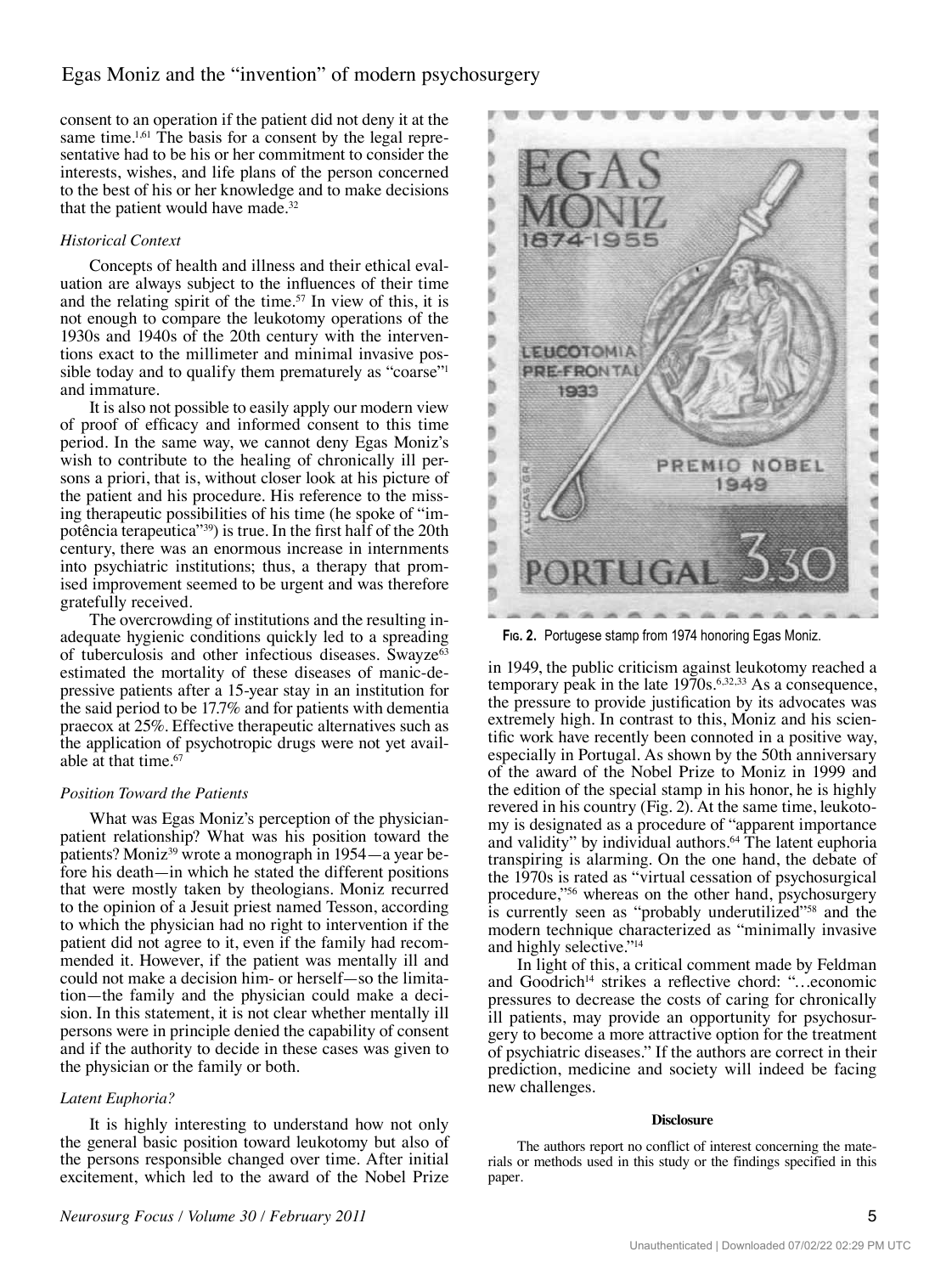consent to an operation if the patient did not deny it at the same time.[1,61] The basis for a consent by the legal representative had to be his or her commitment to consider the interests, wishes, and life plans of the person concerned to the best of his or her knowledge and to make decisions that the patient would have made.[32]

### *Historical Context*

Concepts of health and illness and their ethical evaluation are always subject to the influences of their time and the relating spirit of the time.[57] In view of this, it is not enough to compare the leukotomy operations of the 1930s and 1940s of the 20th century with the interventions exact to the millimeter and minimal invasive possible today and to qualify them prematurely as "coarse"[1] and immature.

It is also not possible to easily apply our modern view of proof of efficacy and informed consent to this time period. In the same way, we cannot deny Egas Moniz's wish to contribute to the healing of chronically ill persons a priori, that is, without closer look at his picture of the patient and his procedure. His reference to the missing therapeutic possibilities of his time (he spoke of "impotência terapeutica"[39]) is true. In the first half of the 20th century, there was an enormous increase in internments into psychiatric institutions; thus, a therapy that promised improvement seemed to be urgent and was therefore gratefully received.

The overcrowding of institutions and the resulting inadequate hygienic conditions quickly led to a spreading of tuberculosis and other infectious diseases. Swayze[63] estimated the mortality of these diseases of manic-depressive patients after a 15-year stay in an institution for the said period to be 17.7% and for patients with dementia praecox at 25%. Effective therapeutic alternatives such as the application of psychotropic drugs were not yet available at that time.[67]

### *Position Toward the Patients*

What was Egas Moniz's perception of the physician-patient relationship? What was his position toward the patients? Moniz[39] wrote a monograph in 1954—a year before his death—in which he stated the different positions that were mostly taken by theologians. Moniz recurred to the opinion of a Jesuit priest named Tesson, according to which the physician had no right to intervention if the patient did not agree to it, even if the family had recommended it. However, if the patient was mentally ill and could not make a decision him- or herself—so the limitation—the family and the physician could make a decision. In this statement, it is not clear whether mentally ill persons were in principle denied the capability of consent and if the authority to decide in these cases was given to the physician or the family or both.

### *Latent Euphoria?*

It is highly interesting to understand how not only the general basic position toward leukotomy but also of the persons responsible changed over time. After initial excitement, which led to the award of the Nobel Prize in 1949, the public criticism against leukotomy reached a temporary peak in the late 1970s.[6,32,33] As a consequence, the pressure to provide justification by its advocates was extremely high. In contrast to this, Moniz and his scientific work have recently been connoted in a positive way, especially in Portugal. As shown by the 50th anniversary of the award of the Nobel Prize to Moniz in 1999 and the edition of the special stamp in his honor, he is highly revered in his country (Fig. 2). At the same time, leukotomy is designated as a procedure of "apparent importance and validity" by individual authors.[64] The latent euphoria transpiring is alarming. On the one hand, the debate of the 1970s is rated as "virtual cessation of psychosurgical procedure,"[56] whereas on the other hand, psychosurgery is currently seen as "probably underutilized"[58] and the modern technique characterized as "minimally invasive and highly selective."[14]

**Fig. 2.** Portugese stamp from 1974 honoring Egas Moniz.

In light of this, a critical comment made by Feldman and Goodrich[14] strikes a reflective chord: "…economic pressures to decrease the costs of caring for chronically ill patients, may provide an opportunity for psychosurgery to become a more attractive option for the treatment of psychiatric diseases." If the authors are correct in their prediction, medicine and society will indeed be facing new challenges.

#### Disclosure

The authors report no conflict of interest concerning the materials or methods used in this study or the findings specified in this paper.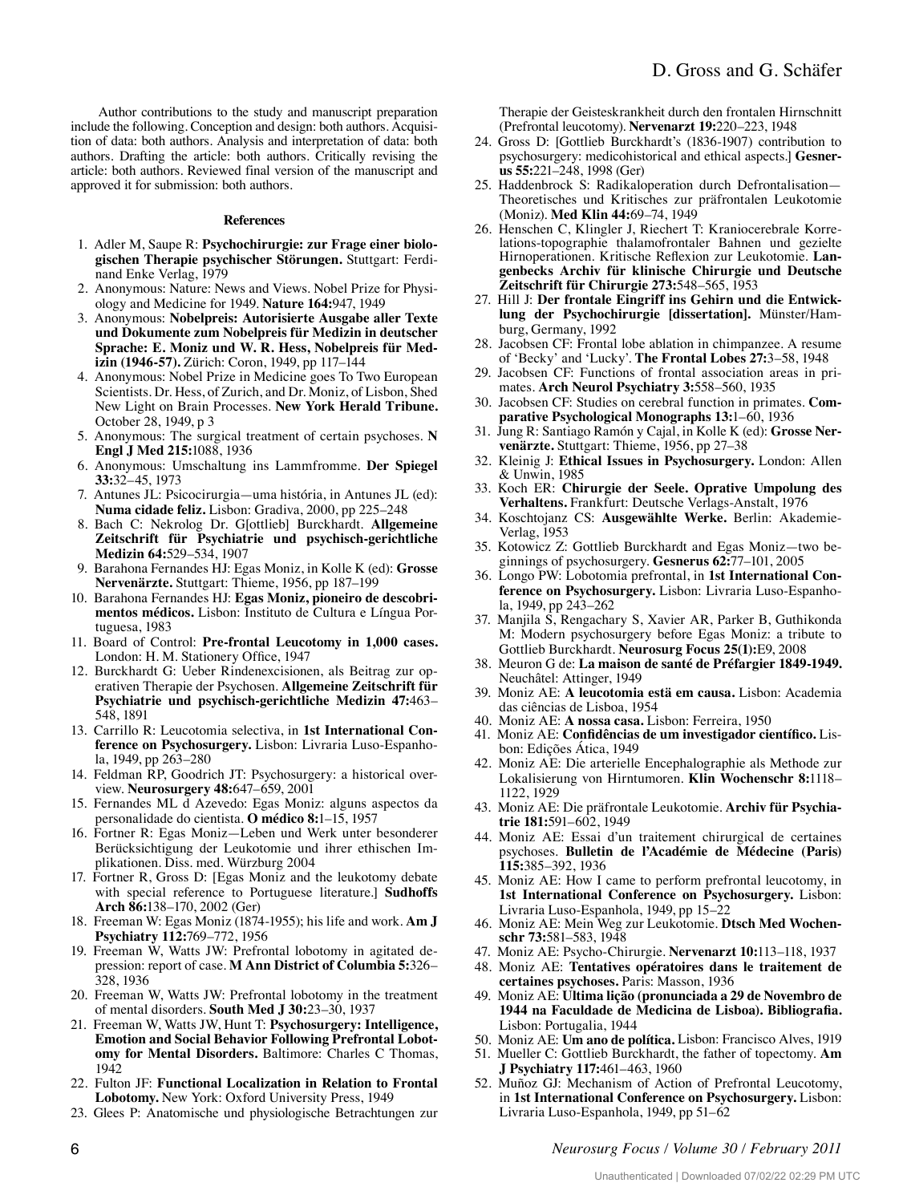Author contributions to the study and manuscript preparation include the following. Conception and design: both authors. Acquisition of data: both authors. Analysis and interpretation of data: both authors. Drafting the article: both authors. Critically revising the article: both authors. Reviewed final version of the manuscript and approved it for submission: both authors.

#### References

1. Adler M, Saupe R: **Psychochirurgie: zur Frage einer biologischen Therapie psychischer Störungen.** Stuttgart: Ferdinand Enke Verlag, 1979
2. Anonymous: Nature: News and Views. Nobel Prize for Physiology and Medicine for 1949. **Nature 164:**947, 1949
3. Anonymous: **Nobelpreis: Autorisierte Ausgabe aller Texte und Dokumente zum Nobelpreis für Medizin in deutscher Sprache: E. Moniz und W. R. Hess, Nobelpreis für Medizin (1946-57).** Zürich: Coron, 1949, pp 117–144
4. Anonymous: Nobel Prize in Medicine goes To Two European Scientists. Dr. Hess, of Zurich, and Dr. Moniz, of Lisbon, Shed New Light on Brain Processes. **New York Herald Tribune.** October 28, 1949, p 3
5. Anonymous: The surgical treatment of certain psychoses. **N Engl J Med 215:**1088, 1936
6. Anonymous: Umschaltung ins Lammfromme. **Der Spiegel 33:**32–45, 1973
7. Antunes JL: Psicocirurgia—uma história, in Antunes JL (ed): **Numa cidade feliz.** Lisbon: Gradiva, 2000, pp 225–248
8. Bach C: Nekrolog Dr. G[ottlieb] Burckhardt. **Allgemeine Zeitschrift für Psychiatrie und psychisch-gerichtliche Medizin 64:**529–534, 1907
9. Barahona Fernandes HJ: Egas Moniz, in Kolle K (ed): **Grosse Nervenärzte.** Stuttgart: Thieme, 1956, pp 187–199
10. Barahona Fernandes HJ: **Egas Moniz, pioneiro de descobrimentos médicos.** Lisbon: Instituto de Cultura e Língua Portuguesa, 1983
11. Board of Control: **Pre-frontal Leucotomy in 1,000 cases.** London: H. M. Stationery Office, 1947
12. Burckhardt G: Ueber Rindenexcisionen, als Beitrag zur operativen Therapie der Psychosen. **Allgemeine Zeitschrift für Psychiatrie und psychisch-gerichtliche Medizin 47:**463–548, 1891
13. Carrillo R: Leucotomia selectiva, in **1st International Conference on Psychosurgery.** Lisbon: Livraria Luso-Espanhola, 1949, pp 263–280
14. Feldman RP, Goodrich JT: Psychosurgery: a historical overview. **Neurosurgery 48:**647–659, 2001
15. Fernandes ML d Azevedo: Egas Moniz: alguns aspectos da personalidade do cientista. **O médico 8:**1–15, 1957
16. Fortner R: Egas Moniz—Leben und Werk unter besonderer Berücksichtigung der Leukotomie und ihrer ethischen Implikationen. Diss. med. Würzburg 2004
17. Fortner R, Gross D: [Egas Moniz and the leukotomy debate with special reference to Portuguese literature.] **Sudhoffs Arch 86:**138–170, 2002 (Ger)
18. Freeman W: Egas Moniz (1874-1955); his life and work. **Am J Psychiatry 112:**769–772, 1956
19. Freeman W, Watts JW: Prefrontal lobotomy in agitated depression: report of case. **M Ann District of Columbia 5:**326–328, 1936
20. Freeman W, Watts JW: Prefrontal lobotomy in the treatment of mental disorders. **South Med J 30:**23–30, 1937
21. Freeman W, Watts JW, Hunt T: **Psychosurgery: Intelligence, Emotion and Social Behavior Following Prefrontal Lobotomy for Mental Disorders.** Baltimore: Charles C Thomas, 1942
22. Fulton JF: **Functional Localization in Relation to Frontal Lobotomy.** New York: Oxford University Press, 1949
23. Glees P: Anatomische und physiologische Betrachtungen zur Therapie der Geisteskrankheit durch den frontalen Hirnschnitt (Prefrontal leucotomy). **Nervenarzt 19:**220–223, 1948
24. Gross D: [Gottlieb Burckhardt's (1836-1907) contribution to psychosurgery: medicohistorical and ethical aspects.] **Gesnerus 55:**221–248, 1998 (Ger)
25. Haddenbrock S: Radikaloperation durch Defrontalisation—Theoretisches und Kritisches zur präfrontalen Leukotomie (Moniz). **Med Klin 44:**69–74, 1949
26. Henschen C, Klingler J, Riechert T: Kraniocerebrale Korrelations-topographie thalamofrontaler Bahnen und gezielte Hirnoperationen. Kritische Reflexion zur Leukotomie. **Langenbecks Archiv für klinische Chirurgie und Deutsche Zeitschrift für Chirurgie 273:**548–565, 1953
27. Hill J: **Der frontale Eingriff ins Gehirn und die Entwicklung der Psychochirurgie [dissertation].** Münster/Hamburg, Germany, 1992
28. Jacobsen CF: Frontal lobe ablation in chimpanzee. A resume of 'Becky' and 'Lucky'. **The Frontal Lobes 27:**3–58, 1948
29. Jacobsen CF: Functions of frontal association areas in primates. **Arch Neurol Psychiatry 3:**558–560, 1935
30. Jacobsen CF: Studies on cerebral function in primates. **Comparative Psychological Monographs 13:**1–60, 1936
31. Jung R: Santiago Ramón y Cajal, in Kolle K (ed): **Grosse Nervenärzte.** Stuttgart: Thieme, 1956, pp 27–38
32. Kleinig J: **Ethical Issues in Psychosurgery.** London: Allen & Unwin, 1985
33. Koch ER: **Chirurgie der Seele. Oprative Umpolung des Verhaltens.** Frankfurt: Deutsche Verlags-Anstalt, 1976
34. Koschtojanz CS: **Ausgewählte Werke.** Berlin: Akademie-Verlag, 1953
35. Kotowicz Z: Gottlieb Burckhardt and Egas Moniz—two beginnings of psychosurgery. **Gesnerus 62:**77–101, 2005
36. Longo PW: Lobotomia prefrontal, in **1st International Conference on Psychosurgery.** Lisbon: Livraria Luso-Espanhola, 1949, pp 243–262
37. Manjila S, Rengachary S, Xavier AR, Parker B, Guthikonda M: Modern psychosurgery before Egas Moniz: a tribute to Gottlieb Burckhardt. **Neurosurg Focus 25(1):**E9, 2008
38. Meuron G de: **La maison de santé de Préfargier 1849-1949.** Neuchâtel: Attinger, 1949
39. Moniz AE: **A leucotomia estä em causa.** Lisbon: Academia das ciências de Lisboa, 1954
40. Moniz AE: **A nossa casa.** Lisbon: Ferreira, 1950
41. Moniz AE: **Confidências de um investigador científico.** Lisbon: Edições Ática, 1949
42. Moniz AE: Die arterielle Encephalographie als Methode zur Lokalisierung von Hirntumoren. **Klin Wochenschr 8:**1118–1122, 1929
43. Moniz AE: Die präfrontale Leukotomie. **Archiv für Psychiatrie 181:**591–602, 1949
44. Moniz AE: Essai d'un traitement chirurgical de certaines psychoses. **Bulletin de l'Académie de Médecine (Paris) 115:**385–392, 1936
45. Moniz AE: How I came to perform prefrontal leucotomy, in **1st International Conference on Psychosurgery.** Lisbon: Livraria Luso-Espanhola, 1949, pp 15–22
46. Moniz AE: Mein Weg zur Leukotomie. **Dtsch Med Wochenschr 73:**581–583, 1948
47. Moniz AE: Psycho-Chirurgie. **Nervenarzt 10:**113–118, 1937
48. Moniz AE: **Tentatives opératoires dans le traitement de certaines psychoses.** Paris: Masson, 1936
49. Moniz AE: **Ultima lição (pronunciada a 29 de Novembro de 1944 na Faculdade de Medicina de Lisboa). Bibliografia.** Lisbon: Portugalia, 1944
50. Moniz AE: **Um ano de política.** Lisbon: Francisco Alves, 1919
51. Mueller C: Gottlieb Burckhardt, the father of topectomy. **Am J Psychiatry 117:**461–463, 1960
52. Muñoz GJ: Mechanism of Action of Prefrontal Leucotomy, in **1st International Conference on Psychosurgery.** Lisbon: Livraria Luso-Espanhola, 1949, pp 51–62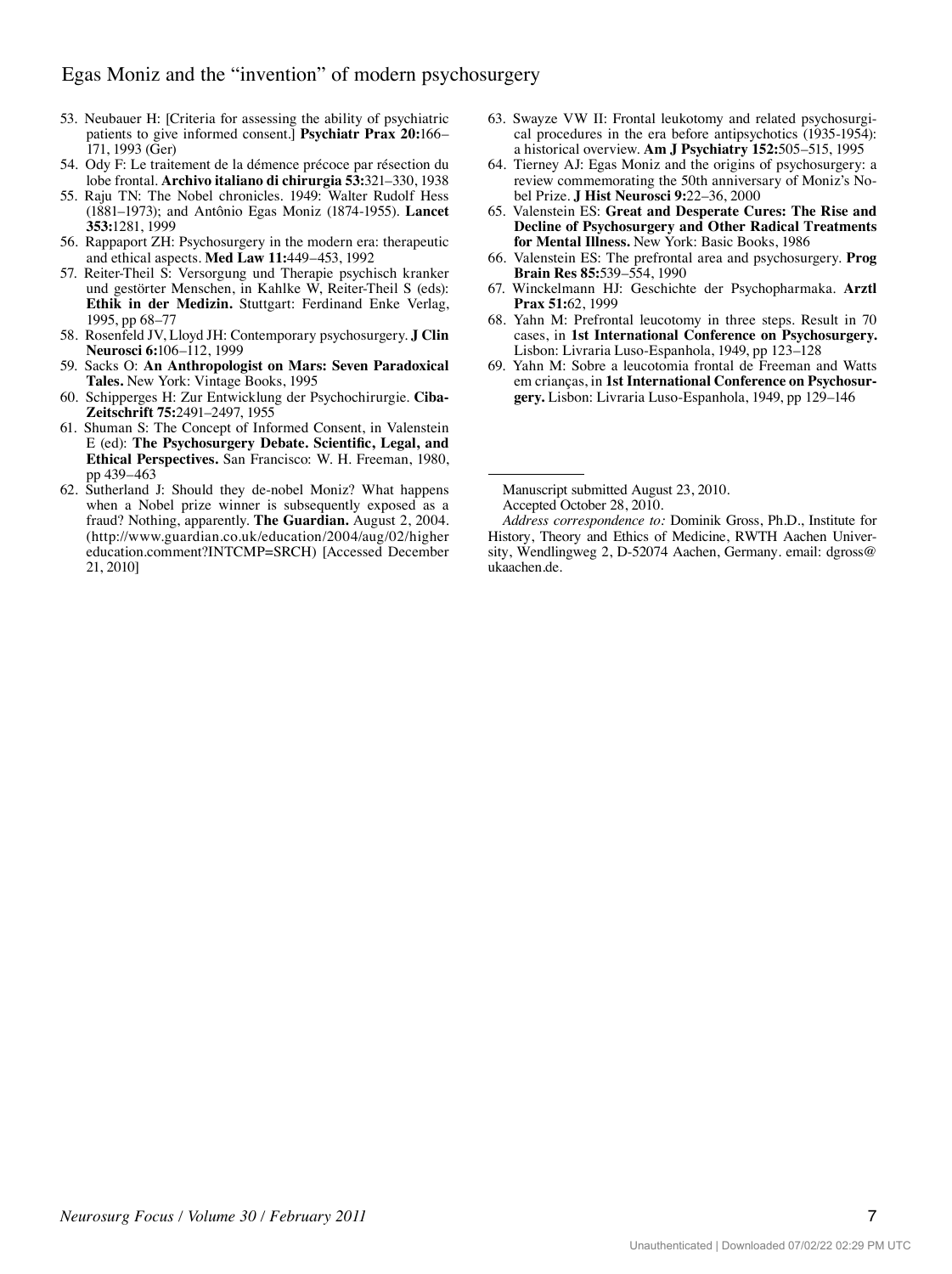53. Neubauer H: [Criteria for assessing the ability of psychiatric patients to give informed consent.] **Psychiatr Prax 20:**166–171, 1993 (Ger)
54. Ody F: Le traitement de la démence précoce par résection du lobe frontal. **Archivo italiano di chirurgia 53:**321–330, 1938
55. Raju TN: The Nobel chronicles. 1949: Walter Rudolf Hess (1881–1973); and Antônio Egas Moniz (1874-1955). **Lancet 353:**1281, 1999
56. Rappaport ZH: Psychosurgery in the modern era: therapeutic and ethical aspects. **Med Law 11:**449–453, 1992
57. Reiter-Theil S: Versorgung und Therapie psychisch kranker und gestörter Menschen, in Kahlke W, Reiter-Theil S (eds): **Ethik in der Medizin.** Stuttgart: Ferdinand Enke Verlag, 1995, pp 68–77
58. Rosenfeld JV, Lloyd JH: Contemporary psychosurgery. **J Clin Neurosci 6:**106–112, 1999
59. Sacks O: **An Anthropologist on Mars: Seven Paradoxical Tales.** New York: Vintage Books, 1995
60. Schipperges H: Zur Entwicklung der Psychochirurgie. **Ciba-Zeitschrift 75:**2491–2497, 1955
61. Shuman S: The Concept of Informed Consent, in Valenstein E (ed): **The Psychosurgery Debate. Scientific, Legal, and Ethical Perspectives.** San Francisco: W. H. Freeman, 1980, pp 439–463
62. Sutherland J: Should they de-nobel Moniz? What happens when a Nobel prize winner is subsequently exposed as a fraud? Nothing, apparently. **The Guardian.** August 2, 2004. (http://www.guardian.co.uk/education/2004/aug/02/highereducation.comment?INTCMP=SRCH) [Accessed December 21, 2010]
63. Swayze VW II: Frontal leukotomy and related psychosurgical procedures in the era before antipsychotics (1935-1954): a historical overview. **Am J Psychiatry 152:**505–515, 1995
64. Tierney AJ: Egas Moniz and the origins of psychosurgery: a review commemorating the 50th anniversary of Moniz's Nobel Prize. **J Hist Neurosci 9:**22–36, 2000
65. Valenstein ES: **Great and Desperate Cures: The Rise and Decline of Psychosurgery and Other Radical Treatments for Mental Illness.** New York: Basic Books, 1986
66. Valenstein ES: The prefrontal area and psychosurgery. **Prog Brain Res 85:**539–554, 1990
67. Winckelmann HJ: Geschichte der Psychopharmaka. **Arztl Prax 51:**62, 1999
68. Yahn M: Prefrontal leucotomy in three steps. Result in 70 cases, in **1st International Conference on Psychosurgery.** Lisbon: Livraria Luso-Espanhola, 1949, pp 123–128
69. Yahn M: Sobre a leucotomia frontal de Freeman and Watts em crianças, in **1st International Conference on Psychosurgery.** Lisbon: Livraria Luso-Espanhola, 1949, pp 129–146

---

Manuscript submitted August 23, 2010.

Accepted October 28, 2010.

*Address correspondence to:* Dominik Gross, Ph.D., Institute for History, Theory and Ethics of Medicine, RWTH Aachen University, Wendlingweg 2, D-52074 Aachen, Germany. email: dgross@ukaachen.de.